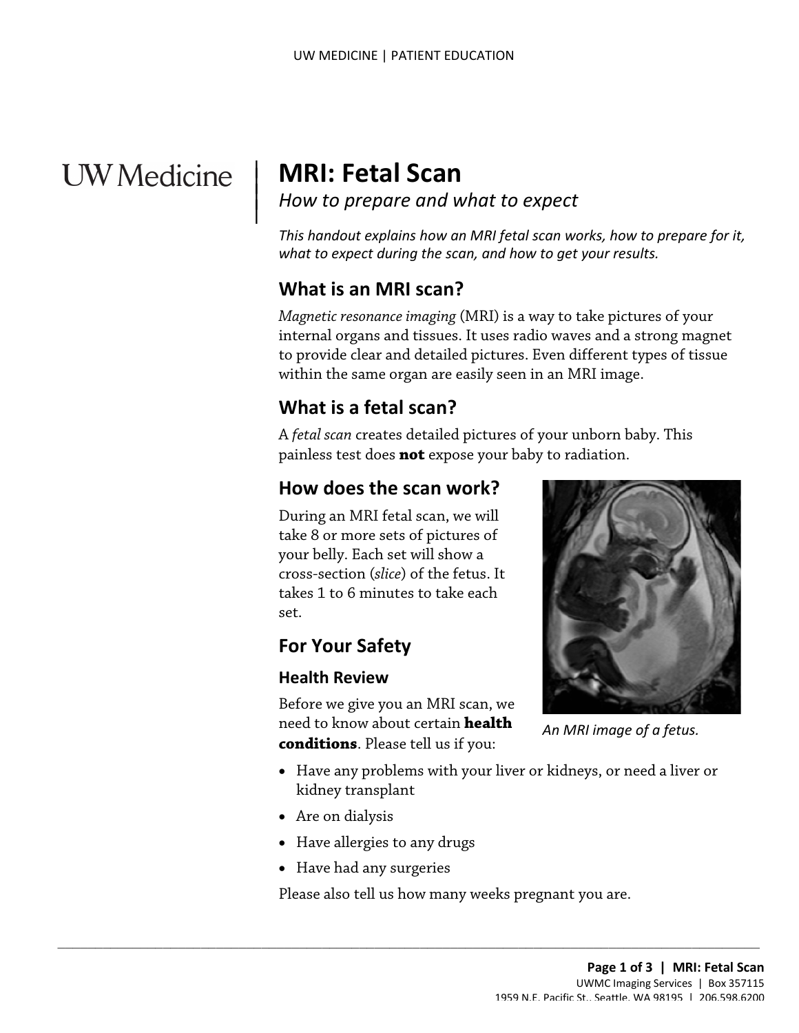# MRI: Fetal Scan

*How to prepare and what to expect*

*This handout explains how an MRI fetal scan works, how to prepare for it, what to expect during the scan, and how to get your results.*

## What is an MRI scan?

*Magnetic resonance imaging* (MRI) is a way to take pictures of your internal organs and tissues. It uses radio waves and a strong magnet to provide clear and detailed pictures. Even different types of tissue within the same organ are easily seen in an MRI image.

## What is a fetal scan?

A *fetal scan* creates detailed pictures of your unborn baby. This painless test does **not** expose your baby to radiation.

## How does the scan work?

During an MRI fetal scan, we will take 8 or more sets of pictures of your belly. Each set will show a cross-section (*slice*) of the fetus. It takes 1 to 6 minutes to take each set.

*An MRI image of a fetus.*

## For Your Safety

### Health Review

Before we give you an MRI scan, we need to know about certain **health conditions**. Please tell us if you:

- Have any problems with your liver or kidneys, or need a liver or kidney transplant
- Are on dialysis
- Have allergies to any drugs
- Have had any surgeries

Please also tell us how many weeks pregnant you are.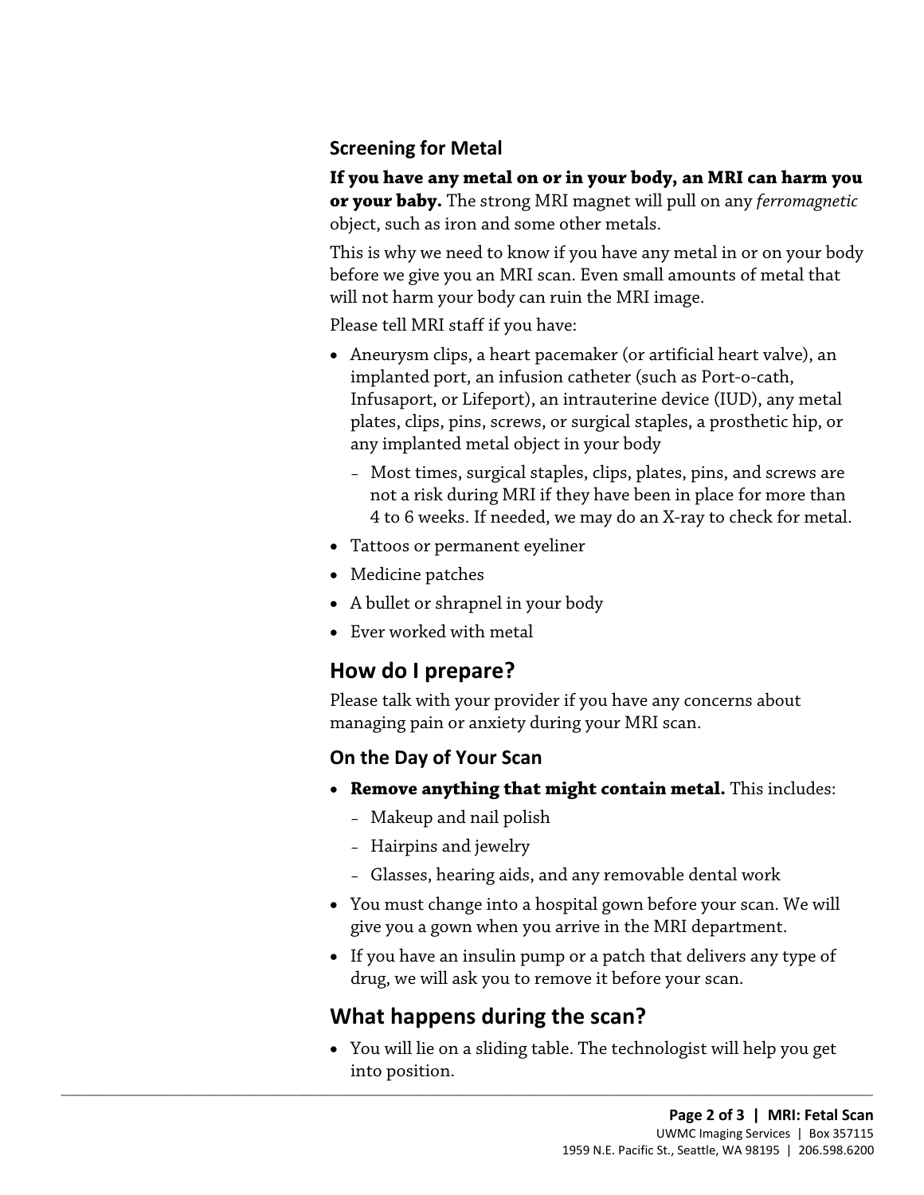### Screening for Metal

**If you have any metal on or in your body, an MRI can harm you or your baby.** The strong MRI magnet will pull on any *ferromagnetic* object, such as iron and some other metals.

This is why we need to know if you have any metal in or on your body before we give you an MRI scan. Even small amounts of metal that will not harm your body can ruin the MRI image.

Please tell MRI staff if you have:

- Aneurysm clips, a heart pacemaker (or artificial heart valve), an implanted port, an infusion catheter (such as Port-o-cath, Infusaport, or Lifeport), an intrauterine device (IUD), any metal plates, clips, pins, screws, or surgical staples, a prosthetic hip, or any implanted metal object in your body
  - Most times, surgical staples, clips, plates, pins, and screws are not a risk during MRI if they have been in place for more than 4 to 6 weeks. If needed, we may do an X-ray to check for metal.
- Tattoos or permanent eyeliner
- Medicine patches
- A bullet or shrapnel in your body
- Ever worked with metal

## How do I prepare?

Please talk with your provider if you have any concerns about managing pain or anxiety during your MRI scan.

### On the Day of Your Scan

- **Remove anything that might contain metal.** This includes:
  - Makeup and nail polish
  - Hairpins and jewelry
  - Glasses, hearing aids, and any removable dental work
- You must change into a hospital gown before your scan. We will give you a gown when you arrive in the MRI department.
- If you have an insulin pump or a patch that delivers any type of drug, we will ask you to remove it before your scan.

## What happens during the scan?

- You will lie on a sliding table. The technologist will help you get into position.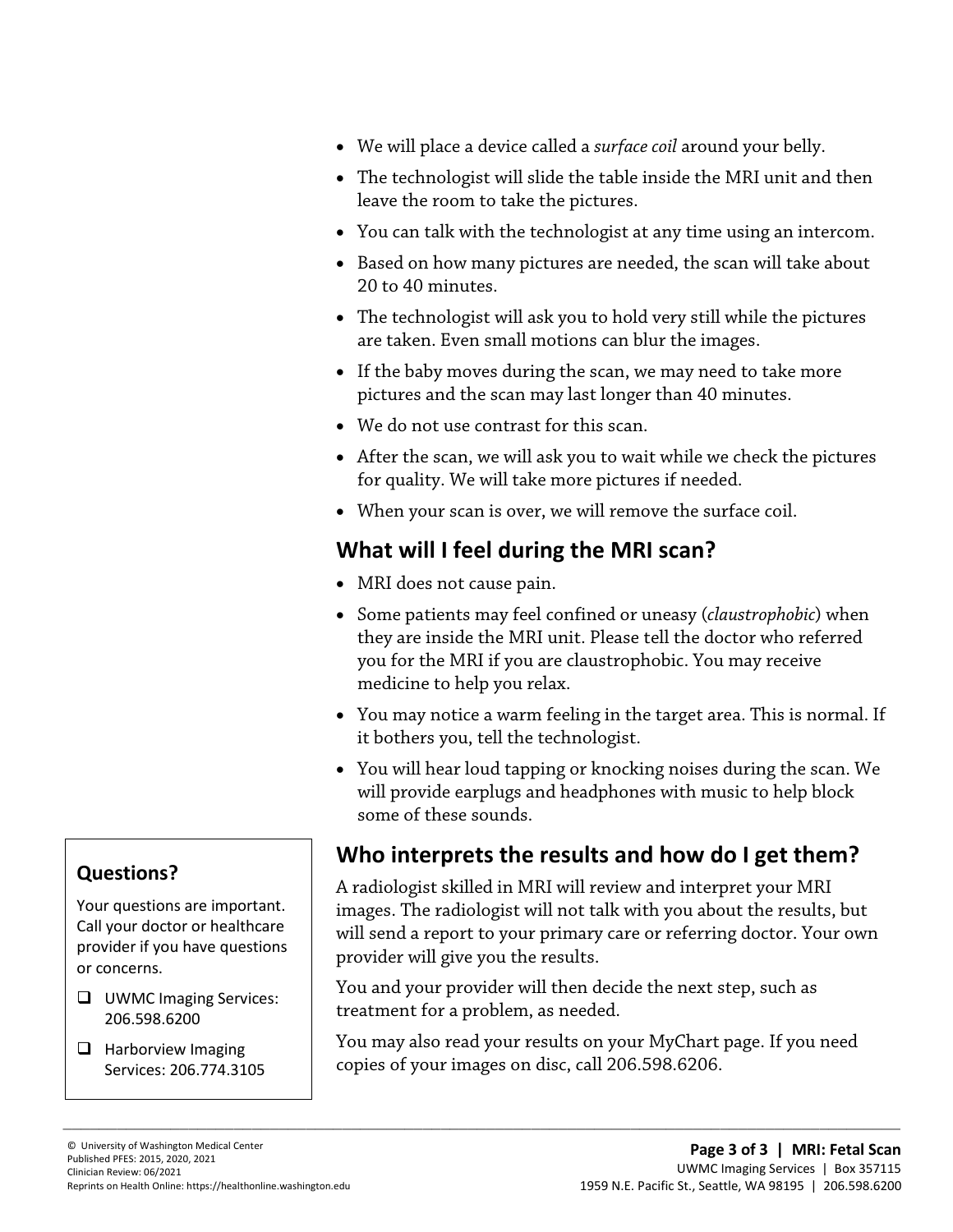- We will place a device called a *surface coil* around your belly.
- The technologist will slide the table inside the MRI unit and then leave the room to take the pictures.
- You can talk with the technologist at any time using an intercom.
- Based on how many pictures are needed, the scan will take about 20 to 40 minutes.
- The technologist will ask you to hold very still while the pictures are taken. Even small motions can blur the images.
- If the baby moves during the scan, we may need to take more pictures and the scan may last longer than 40 minutes.
- We do not use contrast for this scan.
- After the scan, we will ask you to wait while we check the pictures for quality. We will take more pictures if needed.
- When your scan is over, we will remove the surface coil.

## What will I feel during the MRI scan?

- MRI does not cause pain.
- Some patients may feel confined or uneasy (*claustrophobic*) when they are inside the MRI unit. Please tell the doctor who referred you for the MRI if you are claustrophobic. You may receive medicine to help you relax.
- You may notice a warm feeling in the target area. This is normal. If it bothers you, tell the technologist.
- You will hear loud tapping or knocking noises during the scan. We will provide earplugs and headphones with music to help block some of these sounds.

## Who interprets the results and how do I get them?

A radiologist skilled in MRI will review and interpret your MRI images. The radiologist will not talk with you about the results, but will send a report to your primary care or referring doctor. Your own provider will give you the results.

You and your provider will then decide the next step, such as treatment for a problem, as needed.

You may also read your results on your MyChart page. If you need copies of your images on disc, call 206.598.6206.

### Questions?

Your questions are important. Call your doctor or healthcare provider if you have questions or concerns.

- ☐ UWMC Imaging Services: 206.598.6200
- ☐ Harborview Imaging Services: 206.774.3105

© University of Washington Medical Center
Published PFES: 2015, 2020, 2021
Clinician Review: 06/2021
Reprints on Health Online: https://healthonline.washington.edu

UWMC Imaging Services | Box 357115
1959 N.E. Pacific St., Seattle, WA 98195 | 206.598.6200